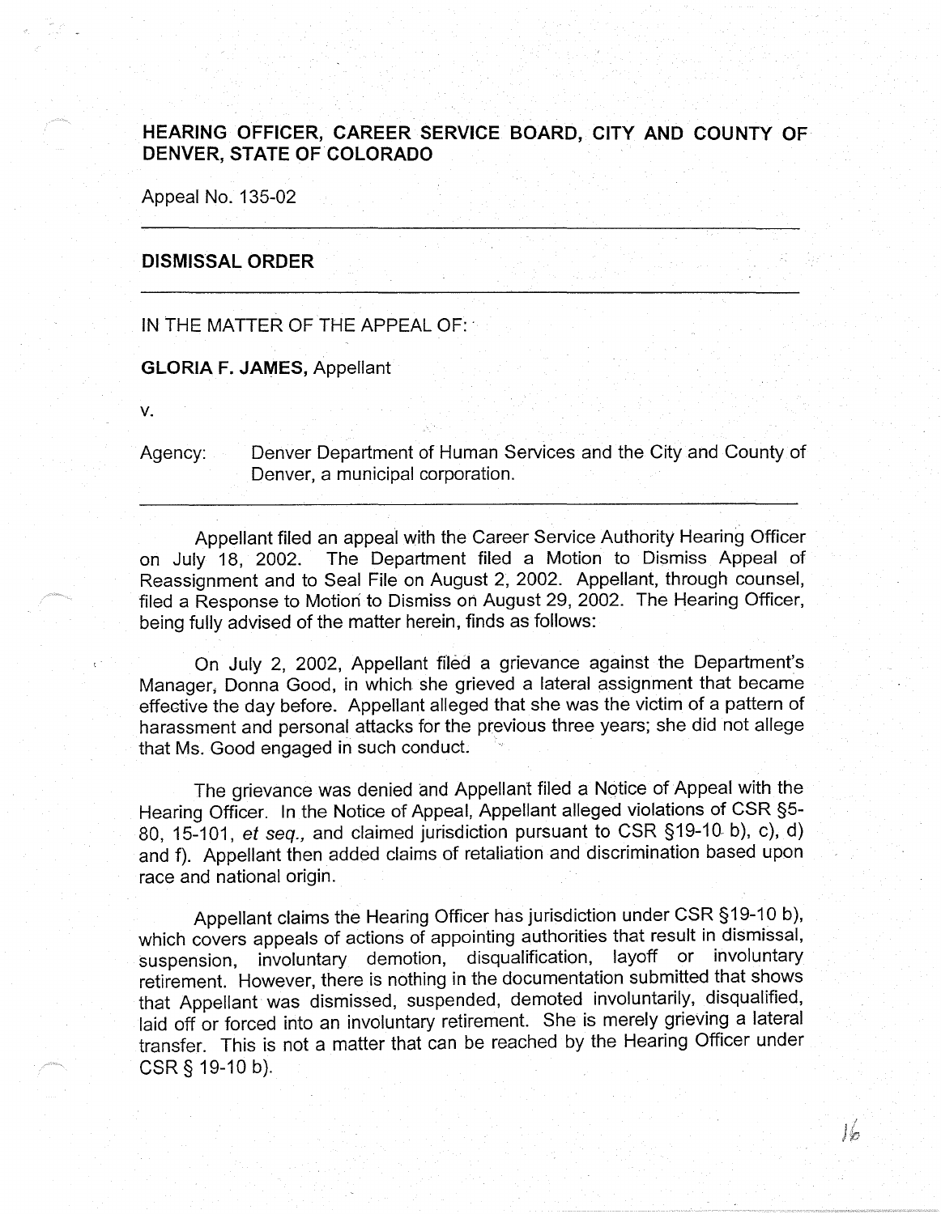# HEARING OFFICER, CAREER SERVICE BOARD, CITY AND COUNTY OF DENVER, STATE OF COLORADO

Appeal No. 135-02

---

## DISMISSAL ORDER

---

IN THE MATTER OF THE APPEAL OF:

**GLORIA F. JAMES,** Appellant

v.

Agency: Denver Department of Human Services and the City and County of Denver, a municipal corporation.

---

Appellant filed an appeal with the Career Service Authority Hearing Officer on July 18, 2002. The Department filed a Motion to Dismiss Appeal of Reassignment and to Seal File on August 2, 2002. Appellant, through counsel, filed a Response to Motion to Dismiss on August 29, 2002. The Hearing Officer, being fully advised of the matter herein, finds as follows:

On July 2, 2002, Appellant filed a grievance against the Department's Manager, Donna Good, in which she grieved a lateral assignment that became effective the day before. Appellant alleged that she was the victim of a pattern of harassment and personal attacks for the previous three years; she did not allege that Ms. Good engaged in such conduct.

The grievance was denied and Appellant filed a Notice of Appeal with the Hearing Officer. In the Notice of Appeal, Appellant alleged violations of CSR §5-80, 15-101, *et seq.,* and claimed jurisdiction pursuant to CSR §19-10 b), c), d) and f). Appellant then added claims of retaliation and discrimination based upon race and national origin.

Appellant claims the Hearing Officer has jurisdiction under CSR §19-10 b), which covers appeals of actions of appointing authorities that result in dismissal, suspension, involuntary demotion, disqualification, layoff or involuntary retirement. However, there is nothing in the documentation submitted that shows that Appellant was dismissed, suspended, demoted involuntarily, disqualified, laid off or forced into an involuntary retirement. She is merely grieving a lateral transfer. This is not a matter that can be reached by the Hearing Officer under CSR § 19-10 b).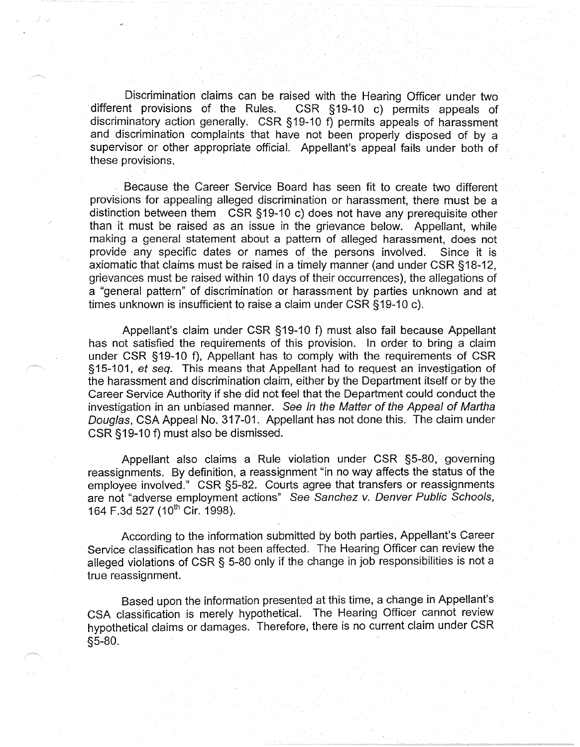Discrimination claims can be raised with the Hearing Officer under two different provisions of the Rules. CSR §19-10 c) permits appeals of discriminatory action generally. CSR §19-10 f) permits appeals of harassment and discrimination complaints that have not been properly disposed of by a supervisor or other appropriate official. Appellant's appeal fails under both of these provisions.

Because the Career Service Board has seen fit to create two different provisions for appealing alleged discrimination or harassment, there must be a distinction between them CSR §19-10 c) does not have any prerequisite other than it must be raised as an issue in the grievance below. Appellant, while making a general statement about a pattern of alleged harassment, does not provide any specific dates or names of the persons involved. Since it is axiomatic that claims must be raised in a timely manner (and under CSR §18-12, grievances must be raised within 10 days of their occurrences), the allegations of a "general pattern" of discrimination or harassment by parties unknown and at times unknown is insufficient to raise a claim under CSR §19-10 c).

Appellant's claim under CSR §19-10 f) must also fail because Appellant has not satisfied the requirements of this provision. In order to bring a claim under CSR §19-10 f), Appellant has to comply with the requirements of CSR §15-101, *et seq.* This means that Appellant had to request an investigation of the harassment and discrimination claim, either by the Department itself or by the Career Service Authority if she did not feel that the Department could conduct the investigation in an unbiased manner. *See In the Matter of the Appeal of Martha Douglas*, CSA Appeal No. 317-01. Appellant has not done this. The claim under CSR §19-10 f) must also be dismissed.

Appellant also claims a Rule violation under CSR §5-80, governing reassignments. By definition, a reassignment "in no way affects the status of the employee involved." CSR §5-82. Courts agree that transfers or reassignments are not "adverse employment actions" *See Sanchez v. Denver Public Schools*, 164 F.3d 527 (10th Cir. 1998).

According to the information submitted by both parties, Appellant's Career Service classification has not been affected. The Hearing Officer can review the alleged violations of CSR § 5-80 only if the change in job responsibilities is not a true reassignment.

Based upon the information presented at this time, a change in Appellant's CSA classification is merely hypothetical. The Hearing Officer cannot review hypothetical claims or damages. Therefore, there is no current claim under CSR §5-80.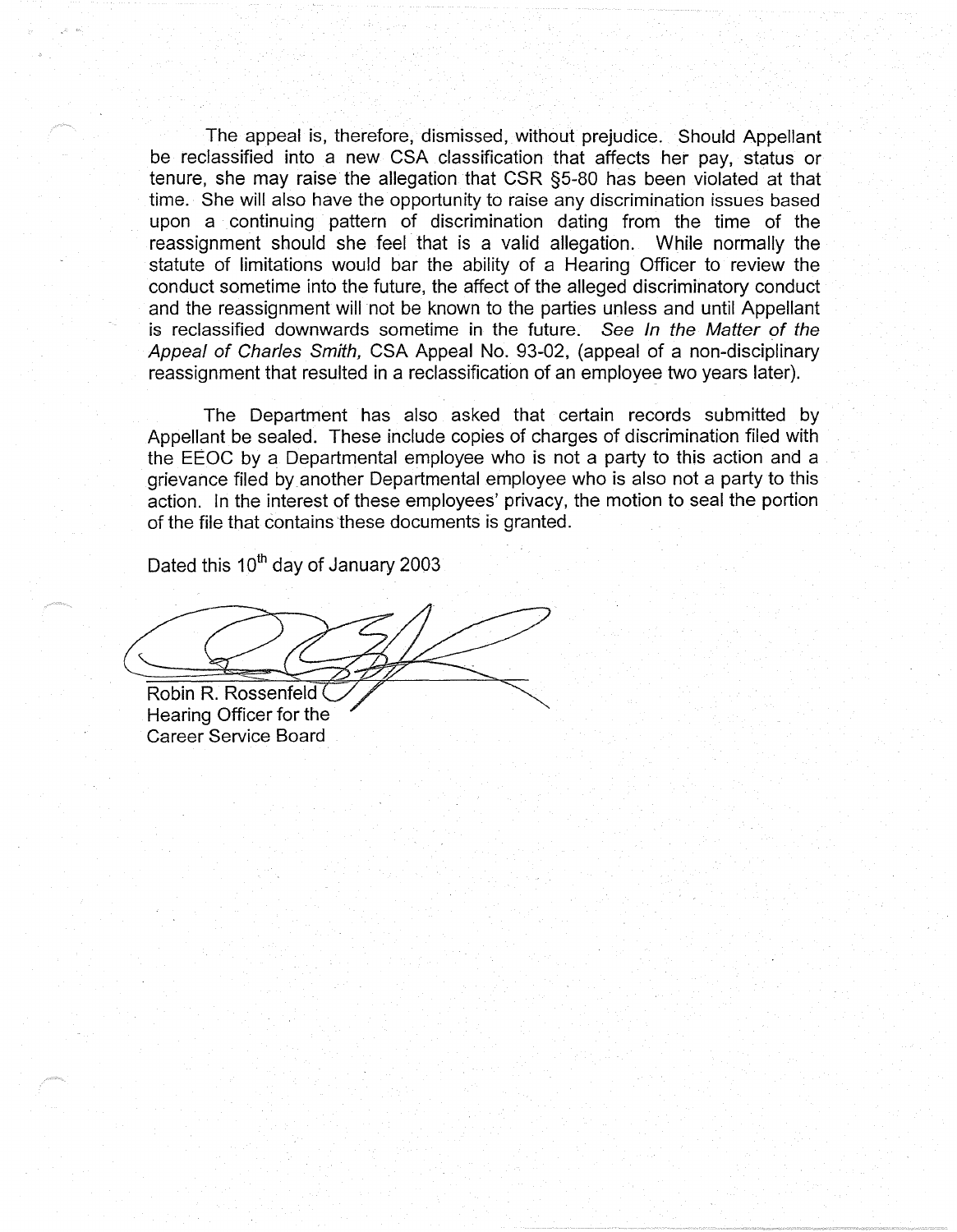The appeal is, therefore, dismissed, without prejudice. Should Appellant be reclassified into a new CSA classification that affects her pay, status or tenure, she may raise the allegation that CSR §5-80 has been violated at that time. She will also have the opportunity to raise any discrimination issues based upon a continuing pattern of discrimination dating from the time of the reassignment should she feel that is a valid allegation. While normally the statute of limitations would bar the ability of a Hearing Officer to review the conduct sometime into the future, the affect of the alleged discriminatory conduct and the reassignment will not be known to the parties unless and until Appellant is reclassified downwards sometime in the future. *See In the Matter of the Appeal of Charles Smith,* CSA Appeal No. 93-02, (appeal of a non-disciplinary reassignment that resulted in a reclassification of an employee two years later).

The Department has also asked that certain records submitted by Appellant be sealed. These include copies of charges of discrimination filed with the EEOC by a Departmental employee who is not a party to this action and a grievance filed by another Departmental employee who is also not a party to this action. In the interest of these employees' privacy, the motion to seal the portion of the file that contains these documents is granted.

Dated this 10th day of January 2003

Robin R. Rossenfeld
Hearing Officer for the
Career Service Board